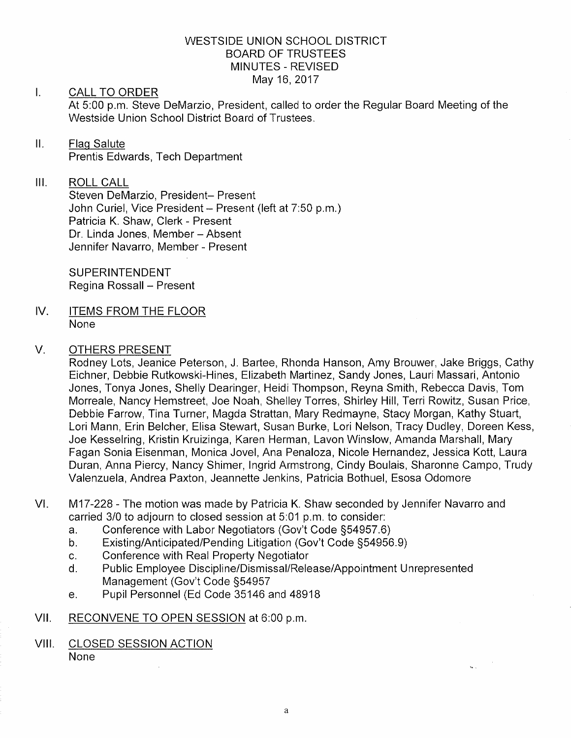# WESTSIDE UNION SCHOOL DISTRICT
## BOARD OF TRUSTEES
## MINUTES - REVISED
May 16, 2017

I. CALL TO ORDER

At 5:00 p.m. Steve DeMarzio, President, called to order the Regular Board Meeting of the Westside Union School District Board of Trustees.

II. Flag Salute

Prentis Edwards, Tech Department

III. ROLL CALL

Steven DeMarzio, President– Present
John Curiel, Vice President – Present (left at 7:50 p.m.)
Patricia K. Shaw, Clerk - Present
Dr. Linda Jones, Member – Absent
Jennifer Navarro, Member - Present

SUPERINTENDENT
Regina Rossall – Present

IV. ITEMS FROM THE FLOOR

None

V. OTHERS PRESENT

Rodney Lots, Jeanice Peterson, J. Bartee, Rhonda Hanson, Amy Brouwer, Jake Briggs, Cathy Eichner, Debbie Rutkowski-Hines, Elizabeth Martinez, Sandy Jones, Lauri Massari, Antonio Jones, Tonya Jones, Shelly Dearinger, Heidi Thompson, Reyna Smith, Rebecca Davis, Tom Morreale, Nancy Hemstreet, Joe Noah, Shelley Torres, Shirley Hill, Terri Rowitz, Susan Price, Debbie Farrow, Tina Turner, Magda Strattan, Mary Redmayne, Stacy Morgan, Kathy Stuart, Lori Mann, Erin Belcher, Elisa Stewart, Susan Burke, Lori Nelson, Tracy Dudley, Doreen Kess, Joe Kesselring, Kristin Kruizinga, Karen Herman, Lavon Winslow, Amanda Marshall, Mary Fagan Sonia Eisenman, Monica Jovel, Ana Penaloza, Nicole Hernandez, Jessica Kott, Laura Duran, Anna Piercy, Nancy Shimer, Ingrid Armstrong, Cindy Boulais, Sharonne Campo, Trudy Valenzuela, Andrea Paxton, Jeannette Jenkins, Patricia Bothuel, Esosa Odomore

VI. M17-228 - The motion was made by Patricia K. Shaw seconded by Jennifer Navarro and carried 3/0 to adjourn to closed session at 5:01 p.m. to consider:

a. Conference with Labor Negotiators (Gov't Code §54957.6)
b. Existing/Anticipated/Pending Litigation (Gov't Code §54956.9)
c. Conference with Real Property Negotiator
d. Public Employee Discipline/Dismissal/Release/Appointment Unrepresented Management (Gov't Code §54957
e. Pupil Personnel (Ed Code 35146 and 48918

VII. RECONVENE TO OPEN SESSION at 6:00 p.m.

VIII. CLOSED SESSION ACTION

None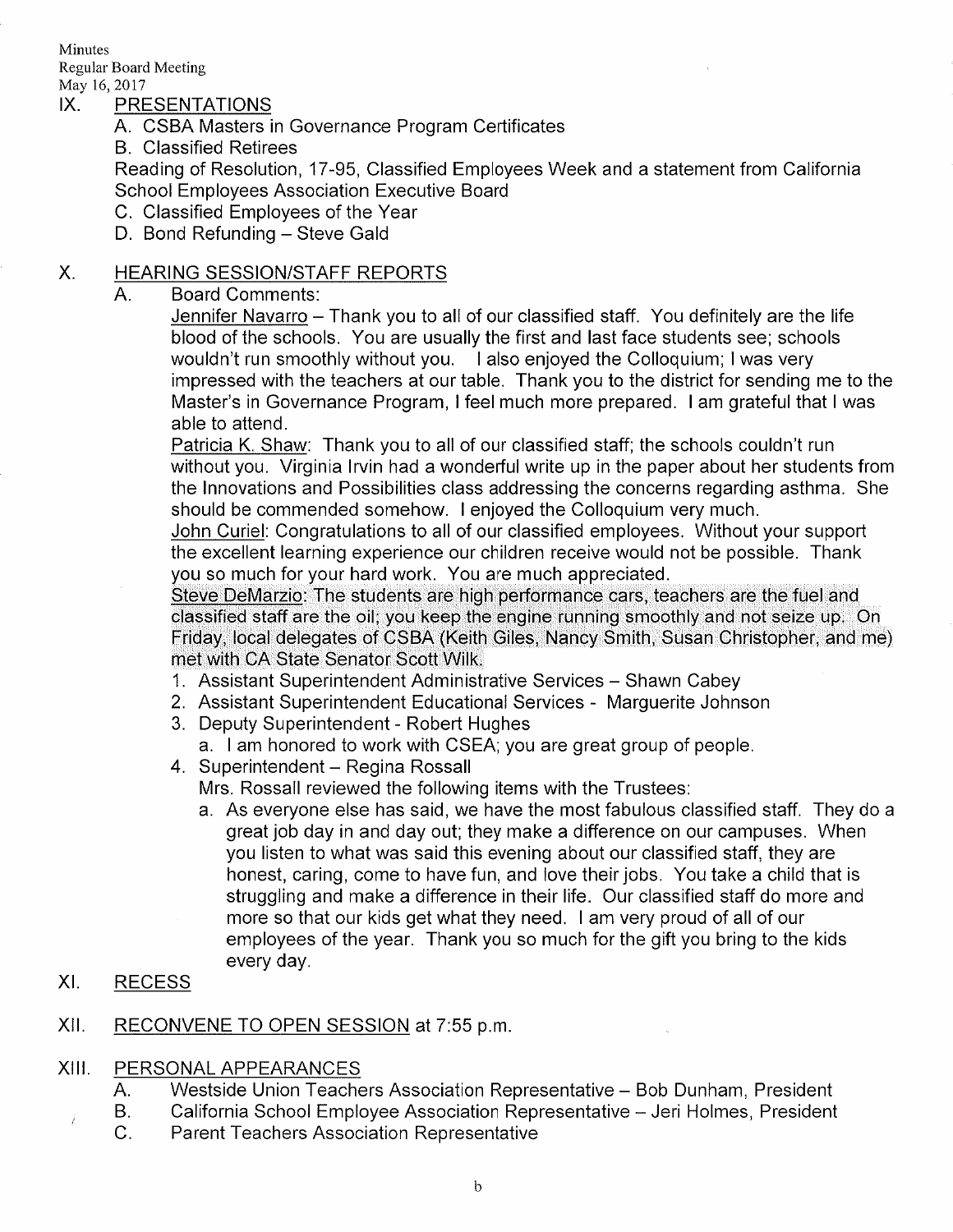## IX. PRESENTATIONS

A. CSBA Masters in Governance Program Certificates

B. Classified Retirees

Reading of Resolution, 17-95, Classified Employees Week and a statement from California School Employees Association Executive Board

C. Classified Employees of the Year

D. Bond Refunding – Steve Gald

## X. HEARING SESSION/STAFF REPORTS

A. Board Comments:

Jennifer Navarro – Thank you to all of our classified staff. You definitely are the life blood of the schools. You are usually the first and last face students see; schools wouldn't run smoothly without you. I also enjoyed the Colloquium; I was very impressed with the teachers at our table. Thank you to the district for sending me to the Master's in Governance Program, I feel much more prepared. I am grateful that I was able to attend.

Patricia K. Shaw: Thank you to all of our classified staff; the schools couldn't run without you. Virginia Irvin had a wonderful write up in the paper about her students from the Innovations and Possibilities class addressing the concerns regarding asthma. She should be commended somehow. I enjoyed the Colloquium very much.

John Curiel: Congratulations to all of our classified employees. Without your support the excellent learning experience our children receive would not be possible. Thank you so much for your hard work. You are much appreciated.

Steve DeMarzio: The students are high performance cars, teachers are the fuel and classified staff are the oil; you keep the engine running smoothly and not seize up. On Friday, local delegates of CSBA (Keith Giles, Nancy Smith, Susan Christopher, and me) met with CA State Senator Scott Wilk.

1. Assistant Superintendent Administrative Services – Shawn Cabey
2. Assistant Superintendent Educational Services - Marguerite Johnson
3. Deputy Superintendent - Robert Hughes
   a. I am honored to work with CSEA; you are great group of people.
4. Superintendent – Regina Rossall

   Mrs. Rossall reviewed the following items with the Trustees:

   a. As everyone else has said, we have the most fabulous classified staff. They do a great job day in and day out; they make a difference on our campuses. When you listen to what was said this evening about our classified staff, they are honest, caring, come to have fun, and love their jobs. You take a child that is struggling and make a difference in their life. Our classified staff do more and more so that our kids get what they need. I am very proud of all of our employees of the year. Thank you so much for the gift you bring to the kids every day.

## XI. RECESS

## XII. RECONVENE TO OPEN SESSION at 7:55 p.m.

## XIII. PERSONAL APPEARANCES

A. Westside Union Teachers Association Representative – Bob Dunham, President

B. California School Employee Association Representative – Jeri Holmes, President

C. Parent Teachers Association Representative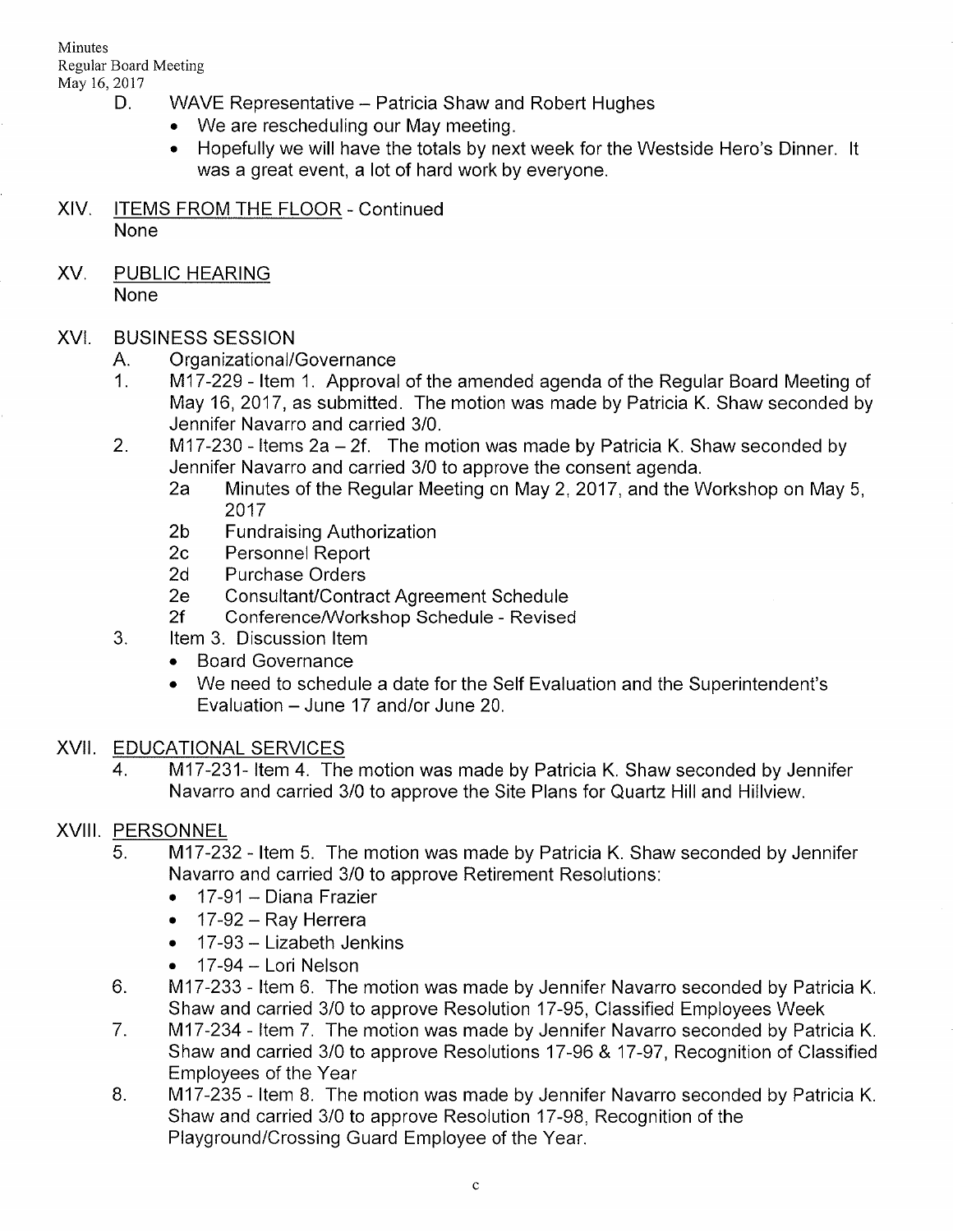D. WAVE Representative – Patricia Shaw and Robert Hughes
- We are rescheduling our May meeting.
- Hopefully we will have the totals by next week for the Westside Hero's Dinner. It was a great event, a lot of hard work by everyone.

XIV. ITEMS FROM THE FLOOR - Continued
None

XV. PUBLIC HEARING
None

XVI. BUSINESS SESSION

A. Organizational/Governance

1. M17-229 - Item 1. Approval of the amended agenda of the Regular Board Meeting of May 16, 2017, as submitted. The motion was made by Patricia K. Shaw seconded by Jennifer Navarro and carried 3/0.
2. M17-230 - Items 2a – 2f. The motion was made by Patricia K. Shaw seconded by Jennifer Navarro and carried 3/0 to approve the consent agenda.
   - 2a Minutes of the Regular Meeting on May 2, 2017, and the Workshop on May 5, 2017
   - 2b Fundraising Authorization
   - 2c Personnel Report
   - 2d Purchase Orders
   - 2e Consultant/Contract Agreement Schedule
   - 2f Conference/Workshop Schedule - Revised
3. Item 3. Discussion Item
   - Board Governance
   - We need to schedule a date for the Self Evaluation and the Superintendent's Evaluation – June 17 and/or June 20.

XVII. EDUCATIONAL SERVICES

4. M17-231- Item 4. The motion was made by Patricia K. Shaw seconded by Jennifer Navarro and carried 3/0 to approve the Site Plans for Quartz Hill and Hillview.

XVIII. PERSONNEL

5. M17-232 - Item 5. The motion was made by Patricia K. Shaw seconded by Jennifer Navarro and carried 3/0 to approve Retirement Resolutions:
   - 17-91 – Diana Frazier
   - 17-92 – Ray Herrera
   - 17-93 – Lizabeth Jenkins
   - 17-94 – Lori Nelson
6. M17-233 - Item 6. The motion was made by Jennifer Navarro seconded by Patricia K. Shaw and carried 3/0 to approve Resolution 17-95, Classified Employees Week
7. M17-234 - Item 7. The motion was made by Jennifer Navarro seconded by Patricia K. Shaw and carried 3/0 to approve Resolutions 17-96 & 17-97, Recognition of Classified Employees of the Year
8. M17-235 - Item 8. The motion was made by Jennifer Navarro seconded by Patricia K. Shaw and carried 3/0 to approve Resolution 17-98, Recognition of the Playground/Crossing Guard Employee of the Year.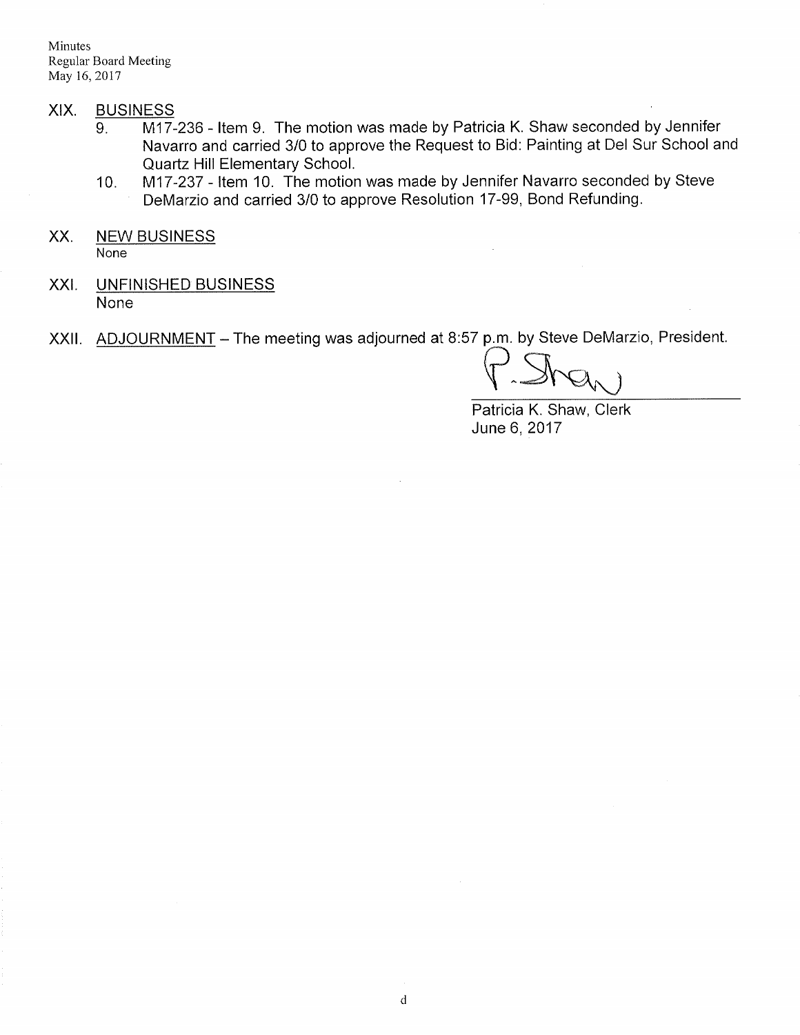XIX. BUSINESS

9. M17-236 - Item 9. The motion was made by Patricia K. Shaw seconded by Jennifer Navarro and carried 3/0 to approve the Request to Bid: Painting at Del Sur School and Quartz Hill Elementary School.
10. M17-237 - Item 10. The motion was made by Jennifer Navarro seconded by Steve DeMarzio and carried 3/0 to approve Resolution 17-99, Bond Refunding.

XX. NEW BUSINESS

None

XXI. UNFINISHED BUSINESS

None

XXII. ADJOURNMENT – The meeting was adjourned at 8:57 p.m. by Steve DeMarzio, President.

P. Shaw

Patricia K. Shaw, Clerk
June 6, 2017